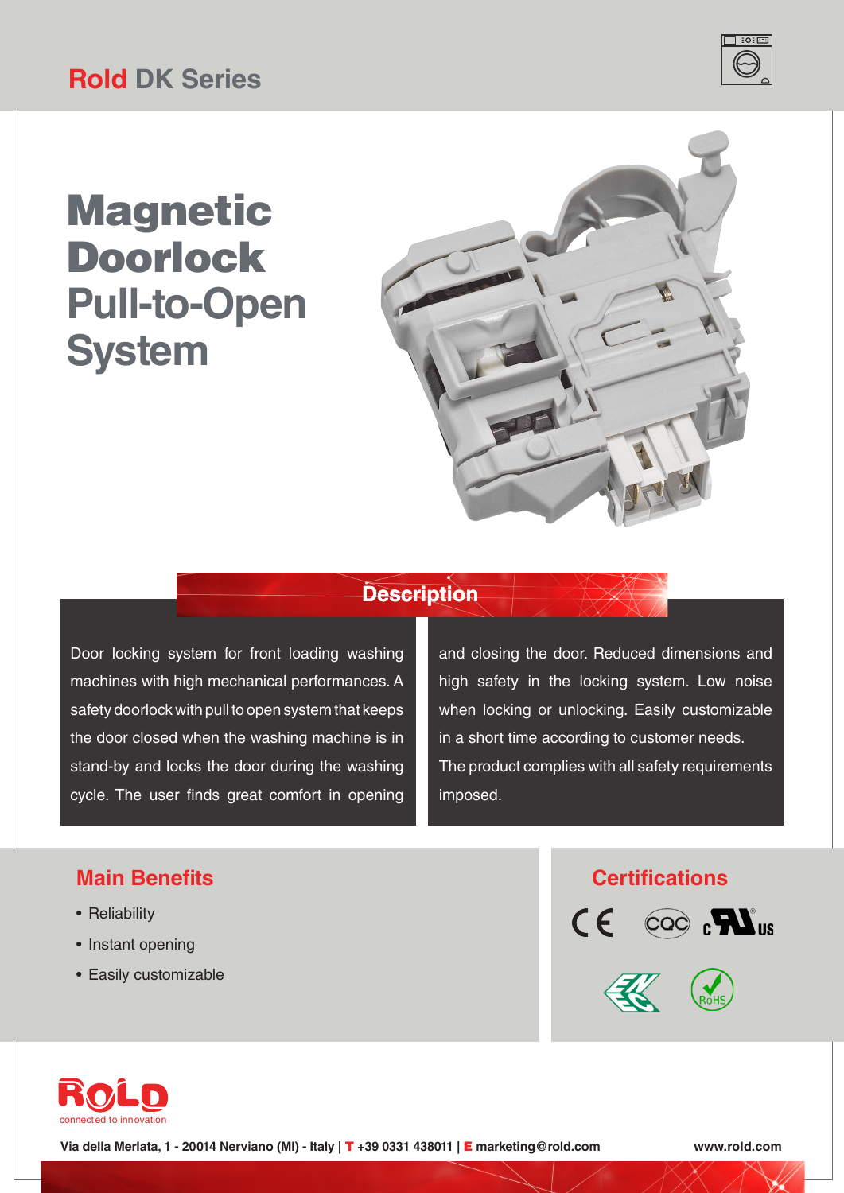# Rold DK Series

# Magnetic Doorlock Pull-to-Open System

## Description

Door locking system for front loading washing machines with high mechanical performances. A safety doorlock with pull to open system that keeps the door closed when the washing machine is in stand-by and locks the door during the washing cycle. The user finds great comfort in opening and closing the door. Reduced dimensions and high safety in the locking system. Low noise when locking or unlocking. Easily customizable in a short time according to customer needs. The product complies with all safety requirements imposed.

## Main Benefits

- Reliability
- Instant opening
- Easily customizable

## Certifications

CE, CQC, cULus, ENEC, RoHS

ROLD connected to innovation

Via della Merlata, 1 - 20014 Nerviano (MI) - Italy | T +39 0331 438011 | E marketing@rold.com

www.rold.com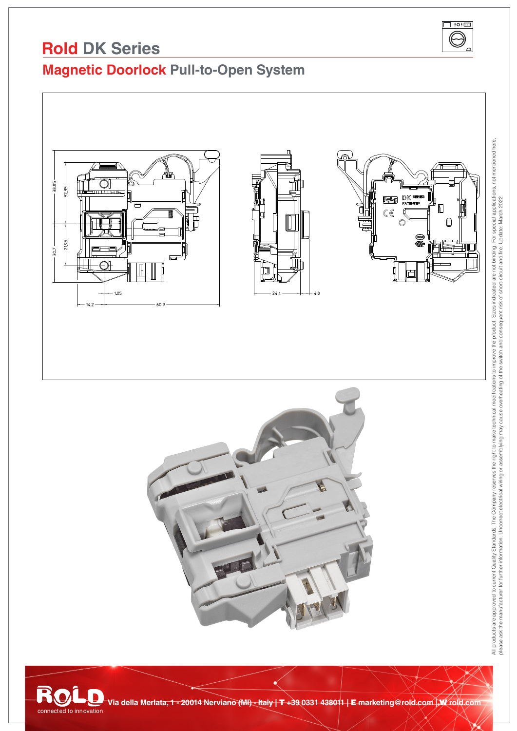# Rold DK Series

## Magnetic Doorlock Pull-to-Open System

38,85
32,35
30,7
21,95
1,05
14,2
60,9
24,4
4,8

All products are approved to current Quality Standards. The Company reserves the right to make technical modifications to improve the product. Sizes indicated are not binding. For special applications, not mentioned here, please ask the manufacturer for further information. Uncorrect electrical wiring or assemblying may cause overheating of the switch and consequent risk of short-circuit and fire. Update: March 2022

ROLD connected to innovation

Via della Merlata, 1 - 20014 Nerviano (MI) - Italy | T +39 0331 438011 | E marketing@rold.com | W rold.com